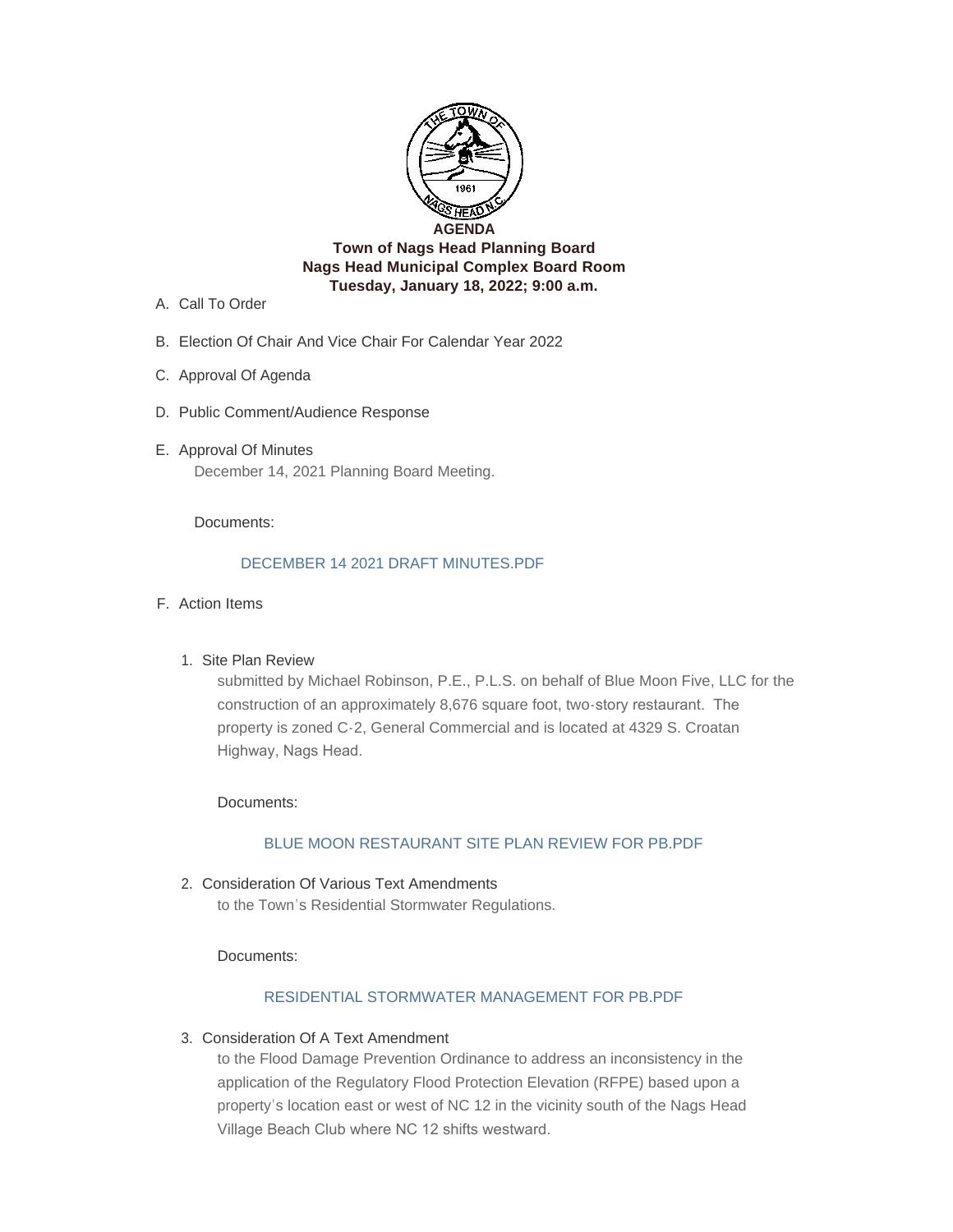**AGENDA**
**Town of Nags Head Planning Board**
**Nags Head Municipal Complex Board Room**
**Tuesday, January 18, 2022; 9:00 a.m.**

A. Call To Order

B. Election Of Chair And Vice Chair For Calendar Year 2022

C. Approval Of Agenda

D. Public Comment/Audience Response

E. Approval Of Minutes

December 14, 2021 Planning Board Meeting.

Documents:

DECEMBER 14 2021 DRAFT MINUTES.PDF

F. Action Items

1. Site Plan Review

submitted by Michael Robinson, P.E., P.L.S. on behalf of Blue Moon Five, LLC for the construction of an approximately 8,676 square foot, two-story restaurant. The property is zoned C-2, General Commercial and is located at 4329 S. Croatan Highway, Nags Head.

Documents:

BLUE MOON RESTAURANT SITE PLAN REVIEW FOR PB.PDF

2. Consideration Of Various Text Amendments

to the Town's Residential Stormwater Regulations.

Documents:

RESIDENTIAL STORMWATER MANAGEMENT FOR PB.PDF

3. Consideration Of A Text Amendment

to the Flood Damage Prevention Ordinance to address an inconsistency in the application of the Regulatory Flood Protection Elevation (RFPE) based upon a property's location east or west of NC 12 in the vicinity south of the Nags Head Village Beach Club where NC 12 shifts westward.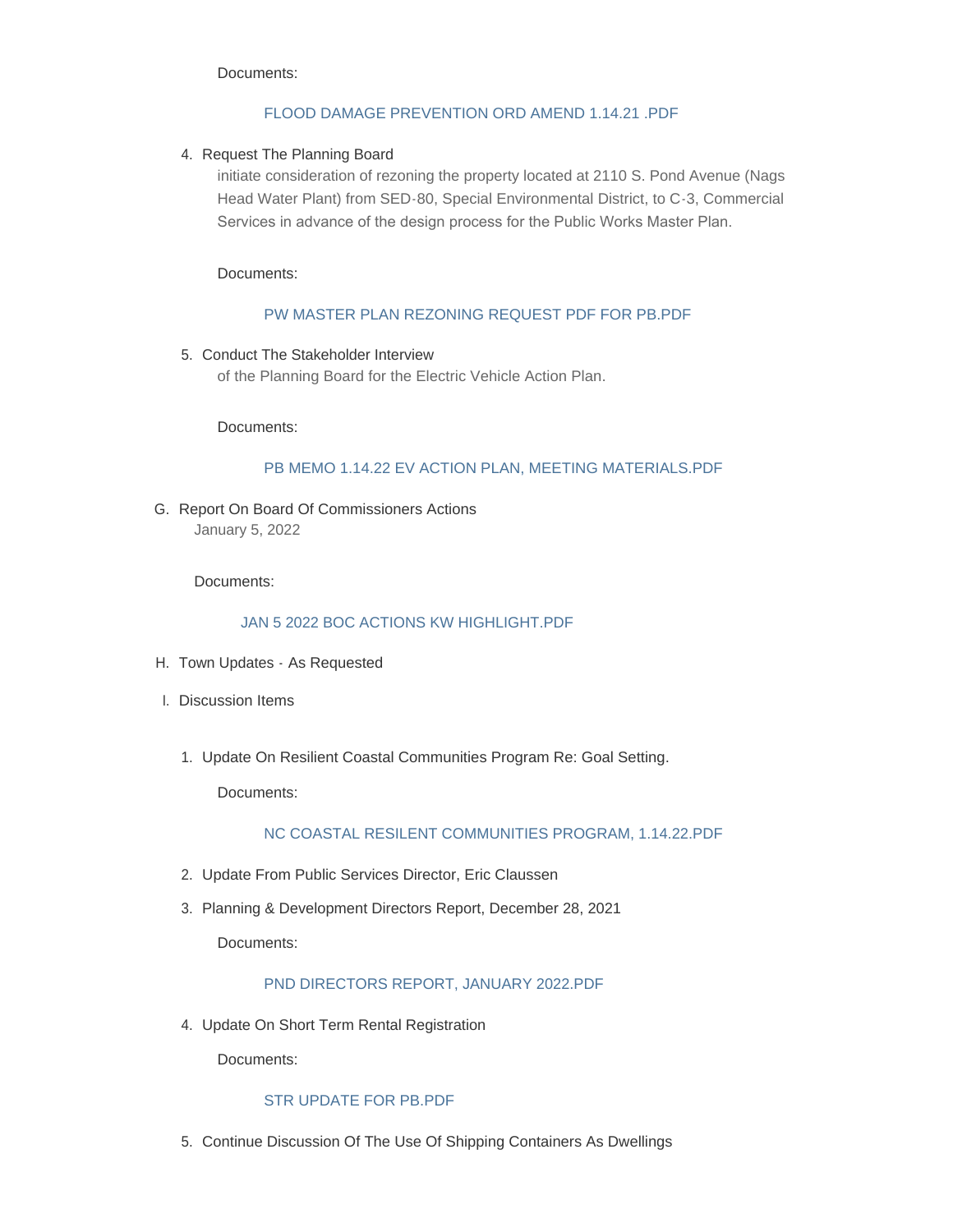Documents:

FLOOD DAMAGE PREVENTION ORD AMEND 1.14.21 .PDF

4. Request The Planning Board

   initiate consideration of rezoning the property located at 2110 S. Pond Avenue (Nags Head Water Plant) from SED-80, Special Environmental District, to C-3, Commercial Services in advance of the design process for the Public Works Master Plan.

   Documents:

   PW MASTER PLAN REZONING REQUEST PDF FOR PB.PDF

5. Conduct The Stakeholder Interview

   of the Planning Board for the Electric Vehicle Action Plan.

   Documents:

   PB MEMO 1.14.22 EV ACTION PLAN, MEETING MATERIALS.PDF

G. Report On Board Of Commissioners Actions

   January 5, 2022

   Documents:

   JAN 5 2022 BOC ACTIONS KW HIGHLIGHT.PDF

H. Town Updates - As Requested

I. Discussion Items

1. Update On Resilient Coastal Communities Program Re: Goal Setting.

   Documents:

   NC COASTAL RESILENT COMMUNITIES PROGRAM, 1.14.22.PDF

2. Update From Public Services Director, Eric Claussen

3. Planning & Development Directors Report, December 28, 2021

   Documents:

   PND DIRECTORS REPORT, JANUARY 2022.PDF

4. Update On Short Term Rental Registration

   Documents:

   STR UPDATE FOR PB.PDF

5. Continue Discussion Of The Use Of Shipping Containers As Dwellings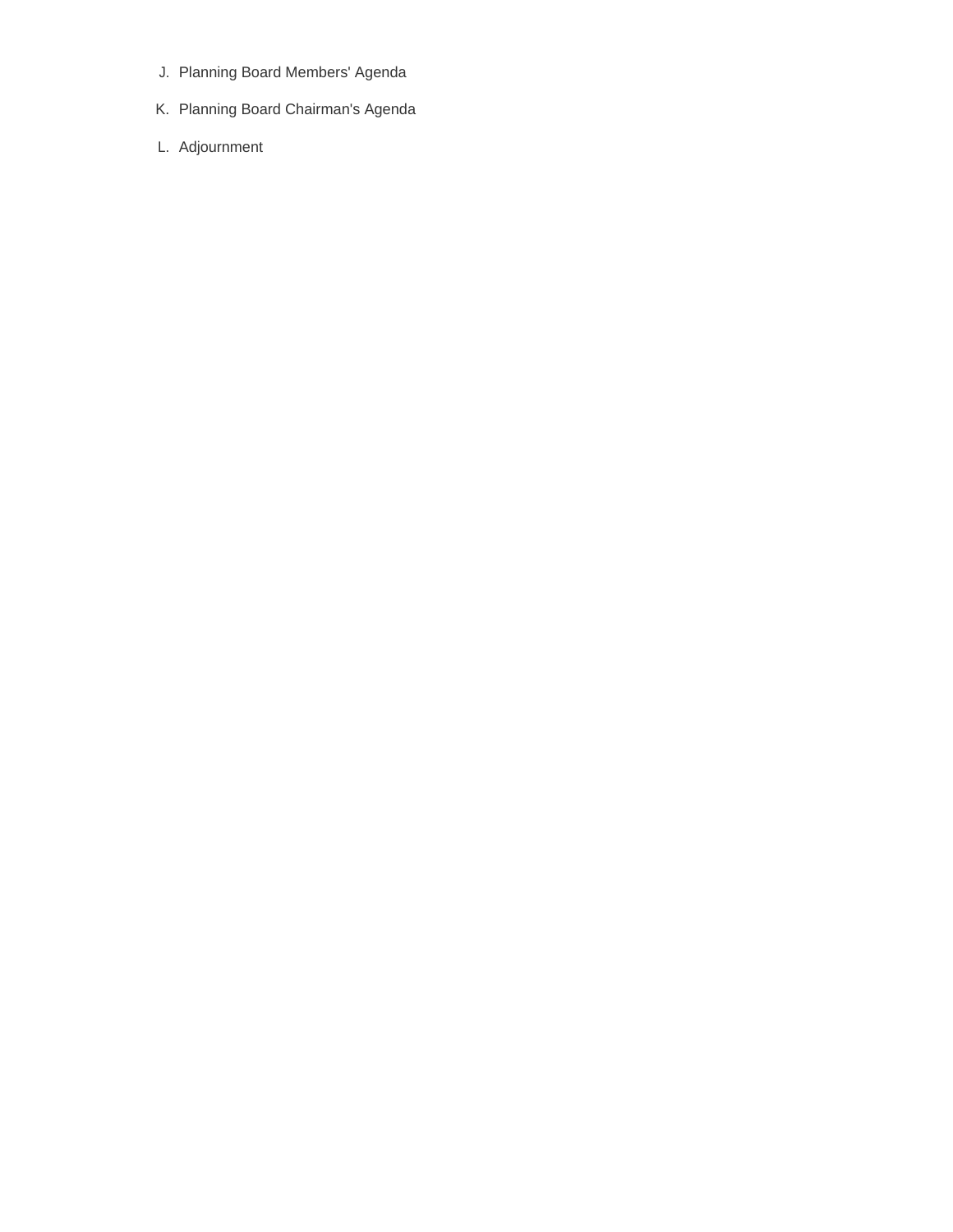J. Planning Board Members' Agenda

K. Planning Board Chairman's Agenda

L. Adjournment